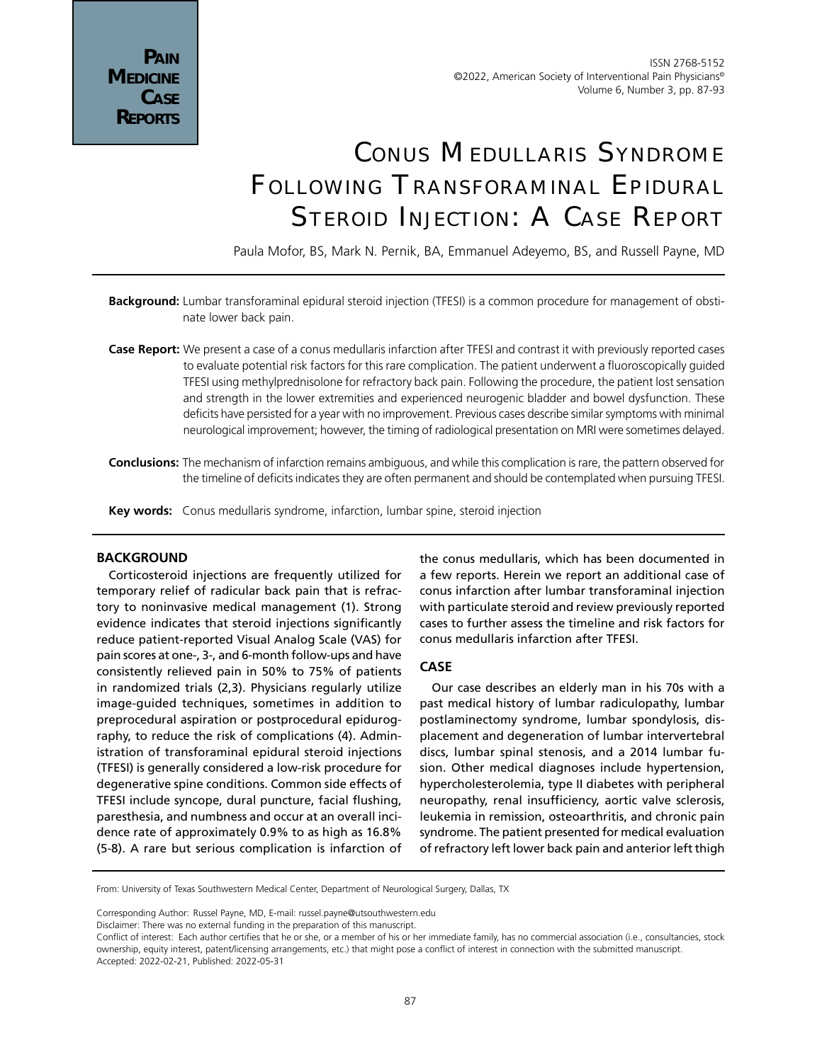# Conus Medullaris Syndrome Following Transforaminal Epidural Steroid Injection: A Case Report

Paula Mofor, BS, Mark N. Pernik, BA, Emmanuel Adeyemo, BS, and Russell Payne, MD

**Background:** Lumbar transforaminal epidural steroid injection (TFESI) is a common procedure for management of obstinate lower back pain.

**Case Report:** We present a case of a conus medullaris infarction after TFESI and contrast it with previously reported cases to evaluate potential risk factors for this rare complication. The patient underwent a fluoroscopically guided TFESI using methylprednisolone for refractory back pain. Following the procedure, the patient lost sensation and strength in the lower extremities and experienced neurogenic bladder and bowel dysfunction. These deficits have persisted for a year with no improvement. Previous cases describe similar symptoms with minimal neurological improvement; however, the timing of radiological presentation on MRI were sometimes delayed.

**Conclusions:** The mechanism of infarction remains ambiguous, and while this complication is rare, the pattern observed for the timeline of deficits indicates they are often permanent and should be contemplated when pursuing TFESI.

**Key words:** Conus medullaris syndrome, infarction, lumbar spine, steroid injection

## BACKGROUND

Corticosteroid injections are frequently utilized for temporary relief of radicular back pain that is refractory to noninvasive medical management (1). Strong evidence indicates that steroid injections significantly reduce patient-reported Visual Analog Scale (VAS) for pain scores at one-, 3-, and 6-month follow-ups and have consistently relieved pain in 50% to 75% of patients in randomized trials (2,3). Physicians regularly utilize image-guided techniques, sometimes in addition to preprocedural aspiration or postprocedural epidurography, to reduce the risk of complications (4). Administration of transforaminal epidural steroid injections (TFESI) is generally considered a low-risk procedure for degenerative spine conditions. Common side effects of TFESI include syncope, dural puncture, facial flushing, paresthesia, and numbness and occur at an overall incidence rate of approximately 0.9% to as high as 16.8% (5-8). A rare but serious complication is infarction of the conus medullaris, which has been documented in a few reports. Herein we report an additional case of conus infarction after lumbar transforaminal injection with particulate steroid and review previously reported cases to further assess the timeline and risk factors for conus medullaris infarction after TFESI.

## CASE

Our case describes an elderly man in his 70s with a past medical history of lumbar radiculopathy, lumbar postlaminectomy syndrome, lumbar spondylosis, displacement and degeneration of lumbar intervertebral discs, lumbar spinal stenosis, and a 2014 lumbar fusion. Other medical diagnoses include hypertension, hypercholesterolemia, type II diabetes with peripheral neuropathy, renal insufficiency, aortic valve sclerosis, leukemia in remission, osteoarthritis, and chronic pain syndrome. The patient presented for medical evaluation of refractory left lower back pain and anterior left thigh

From: University of Texas Southwestern Medical Center, Department of Neurological Surgery, Dallas, TX

Corresponding Author: Russel Payne, MD, E-mail: russel.payne@utsouthwestern.edu

Disclaimer: There was no external funding in the preparation of this manuscript.

Conflict of interest: Each author certifies that he or she, or a member of his or her immediate family, has no commercial association (i.e., consultancies, stock ownership, equity interest, patent/licensing arrangements, etc.) that might pose a conflict of interest in connection with the submitted manuscript.

Accepted: 2022-02-21, Published: 2022-05-31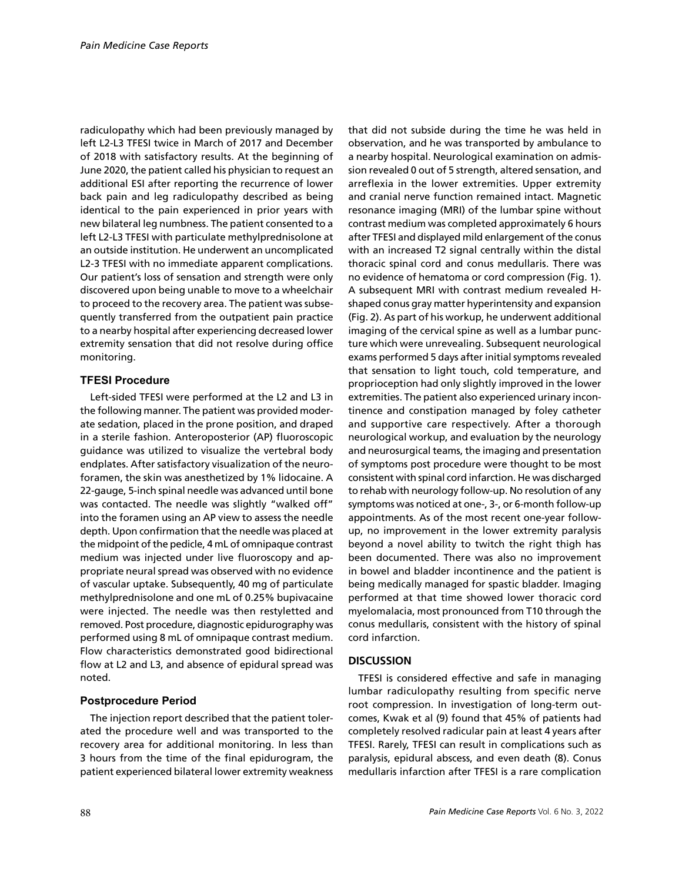radiculopathy which had been previously managed by left L2-L3 TFESI twice in March of 2017 and December of 2018 with satisfactory results. At the beginning of June 2020, the patient called his physician to request an additional ESI after reporting the recurrence of lower back pain and leg radiculopathy described as being identical to the pain experienced in prior years with new bilateral leg numbness. The patient consented to a left L2-L3 TFESI with particulate methylprednisolone at an outside institution. He underwent an uncomplicated L2-3 TFESI with no immediate apparent complications. Our patient's loss of sensation and strength were only discovered upon being unable to move to a wheelchair to proceed to the recovery area. The patient was subsequently transferred from the outpatient pain practice to a nearby hospital after experiencing decreased lower extremity sensation that did not resolve during office monitoring.

### TFESI Procedure

Left-sided TFESI were performed at the L2 and L3 in the following manner. The patient was provided moderate sedation, placed in the prone position, and draped in a sterile fashion. Anteroposterior (AP) fluoroscopic guidance was utilized to visualize the vertebral body endplates. After satisfactory visualization of the neuroforamen, the skin was anesthetized by 1% lidocaine. A 22-gauge, 5-inch spinal needle was advanced until bone was contacted. The needle was slightly "walked off" into the foramen using an AP view to assess the needle depth. Upon confirmation that the needle was placed at the midpoint of the pedicle, 4 mL of omnipaque contrast medium was injected under live fluoroscopy and appropriate neural spread was observed with no evidence of vascular uptake. Subsequently, 40 mg of particulate methylprednisolone and one mL of 0.25% bupivacaine were injected. The needle was then restyletted and removed. Post procedure, diagnostic epidurography was performed using 8 mL of omnipaque contrast medium. Flow characteristics demonstrated good bidirectional flow at L2 and L3, and absence of epidural spread was noted.

### Postprocedure Period

The injection report described that the patient tolerated the procedure well and was transported to the recovery area for additional monitoring. In less than 3 hours from the time of the final epidurogram, the patient experienced bilateral lower extremity weakness that did not subside during the time he was held in observation, and he was transported by ambulance to a nearby hospital. Neurological examination on admission revealed 0 out of 5 strength, altered sensation, and arreflexia in the lower extremities. Upper extremity and cranial nerve function remained intact. Magnetic resonance imaging (MRI) of the lumbar spine without contrast medium was completed approximately 6 hours after TFESI and displayed mild enlargement of the conus with an increased T2 signal centrally within the distal thoracic spinal cord and conus medullaris. There was no evidence of hematoma or cord compression (Fig. 1). A subsequent MRI with contrast medium revealed H-shaped conus gray matter hyperintensity and expansion (Fig. 2). As part of his workup, he underwent additional imaging of the cervical spine as well as a lumbar puncture which were unrevealing. Subsequent neurological exams performed 5 days after initial symptoms revealed that sensation to light touch, cold temperature, and proprioception had only slightly improved in the lower extremities. The patient also experienced urinary incontinence and constipation managed by foley catheter and supportive care respectively. After a thorough neurological workup, and evaluation by the neurology and neurosurgical teams, the imaging and presentation of symptoms post procedure were thought to be most consistent with spinal cord infarction. He was discharged to rehab with neurology follow-up. No resolution of any symptoms was noticed at one-, 3-, or 6-month follow-up appointments. As of the most recent one-year follow-up, no improvement in the lower extremity paralysis beyond a novel ability to twitch the right thigh has been documented. There was also no improvement in bowel and bladder incontinence and the patient is being medically managed for spastic bladder. Imaging performed at that time showed lower thoracic cord myelomalacia, most pronounced from T10 through the conus medullaris, consistent with the history of spinal cord infarction.

## DISCUSSION

TFESI is considered effective and safe in managing lumbar radiculopathy resulting from specific nerve root compression. In investigation of long-term outcomes, Kwak et al (9) found that 45% of patients had completely resolved radicular pain at least 4 years after TFESI. Rarely, TFESI can result in complications such as paralysis, epidural abscess, and even death (8). Conus medullaris infarction after TFESI is a rare complication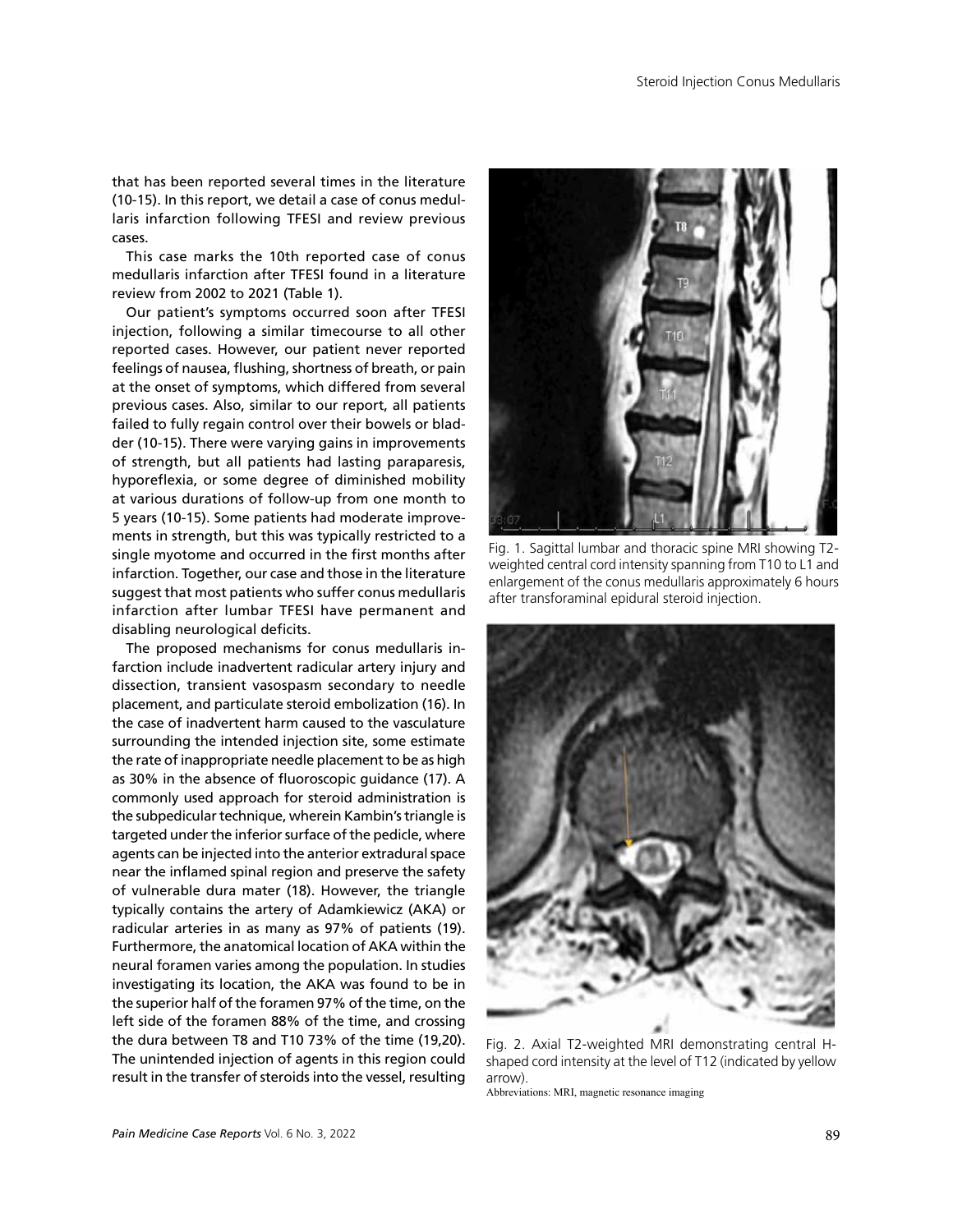that has been reported several times in the literature (10-15). In this report, we detail a case of conus medullaris infarction following TFESI and review previous cases.

This case marks the 10th reported case of conus medullaris infarction after TFESI found in a literature review from 2002 to 2021 (Table 1).

Our patient's symptoms occurred soon after TFESI injection, following a similar timecourse to all other reported cases. However, our patient never reported feelings of nausea, flushing, shortness of breath, or pain at the onset of symptoms, which differed from several previous cases. Also, similar to our report, all patients failed to fully regain control over their bowels or bladder (10-15). There were varying gains in improvements of strength, but all patients had lasting paraparesis, hyporeflexia, or some degree of diminished mobility at various durations of follow-up from one month to 5 years (10-15). Some patients had moderate improvements in strength, but this was typically restricted to a single myotome and occurred in the first months after infarction. Together, our case and those in the literature suggest that most patients who suffer conus medullaris infarction after lumbar TFESI have permanent and disabling neurological deficits.

The proposed mechanisms for conus medullaris infarction include inadvertent radicular artery injury and dissection, transient vasospasm secondary to needle placement, and particulate steroid embolization (16). In the case of inadvertent harm caused to the vasculature surrounding the intended injection site, some estimate the rate of inappropriate needle placement to be as high as 30% in the absence of fluoroscopic guidance (17). A commonly used approach for steroid administration is the subpedicular technique, wherein Kambin's triangle is targeted under the inferior surface of the pedicle, where agents can be injected into the anterior extradural space near the inflamed spinal region and preserve the safety of vulnerable dura mater (18). However, the triangle typically contains the artery of Adamkiewicz (AKA) or radicular arteries in as many as 97% of patients (19). Furthermore, the anatomical location of AKA within the neural foramen varies among the population. In studies investigating its location, the AKA was found to be in the superior half of the foramen 97% of the time, on the left side of the foramen 88% of the time, and crossing the dura between T8 and T10 73% of the time (19,20). The unintended injection of agents in this region could result in the transfer of steroids into the vessel, resulting

Fig. 1. Sagittal lumbar and thoracic spine MRI showing T2-weighted central cord intensity spanning from T10 to L1 and enlargement of the conus medullaris approximately 6 hours after transforaminal epidural steroid injection.

Fig. 2. Axial T2-weighted MRI demonstrating central H-shaped cord intensity at the level of T12 (indicated by yellow arrow).

Abbreviations: MRI, magnetic resonance imaging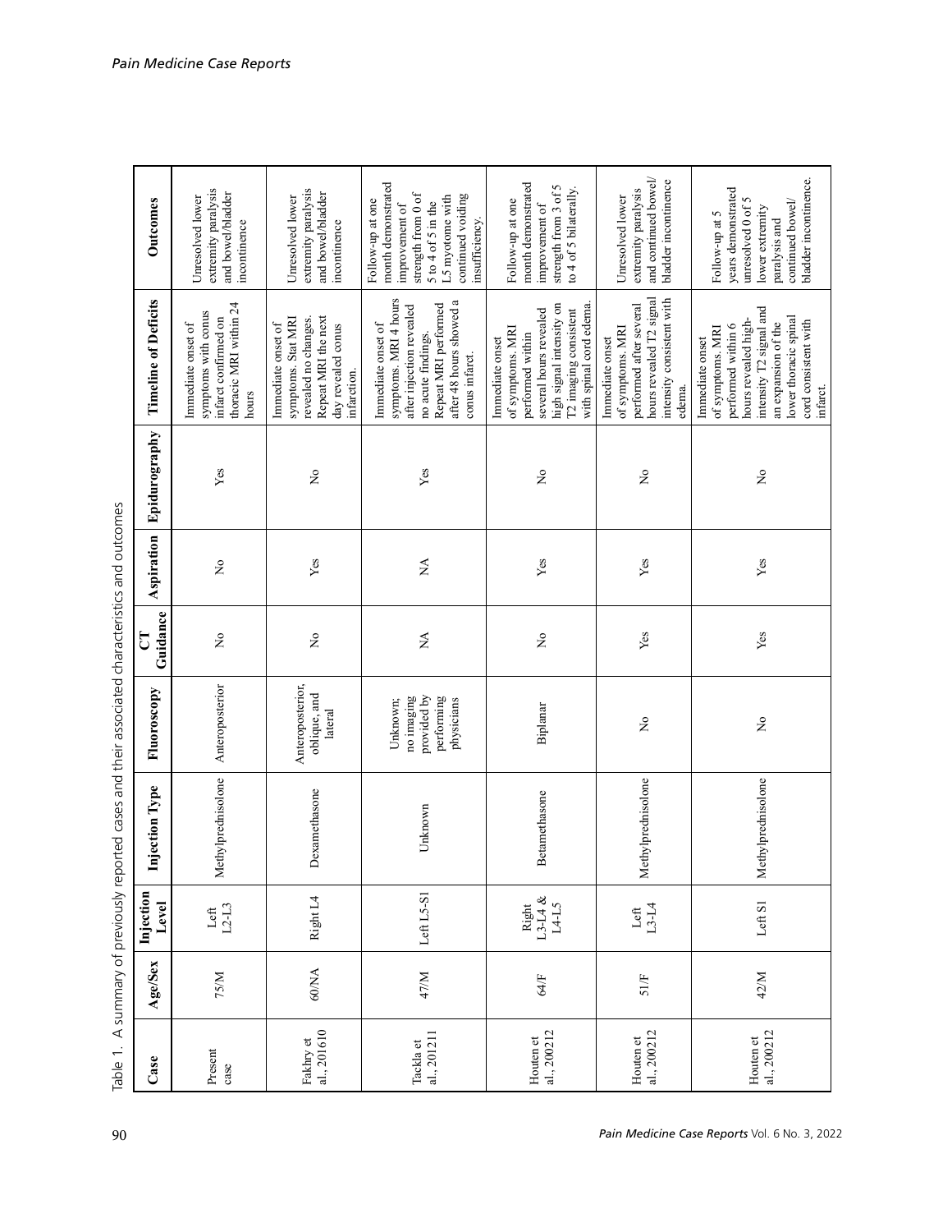Table 1. A summary of previously reported cases and their associated characteristics and outcomes

| Case | Age/Sex | Injection Level | Injection Type | Fluoroscopy | CT Guidance | Aspiration | Epidurography | Timeline of Deficits | Outcomes |
|---|---|---|---|---|---|---|---|---|---|
| Present case | 75/M | Left L2-L3 | Methylprednisolone | Anteroposterior | No | No | Yes | Immediate onset of symptoms with conus infarct confirmed on thoracic MRI within 24 hours | Unresolved lower extremity paralysis and bowel/bladder incontinence |
| Fakhry et al., 2016[10] | 60/NA | Right L4 | Dexamethasone | Anteroposterior, oblique, and lateral | No | Yes | No | Immediate onset of symptoms. Stat MRI revealed no changes. Repeat MRI the next day revealed conus infarction. | Unresolved lower extremity paralysis and bowel/bladder incontinence |
| Tackla et al., 2012[11] | 47/M | Left L5-S1 | Unknown | Unknown; no imaging provided by performing physicians | NA | NA | Yes | Immediate onset of symptoms. MRI 4 hours after injection revealed no acute findings. Repeat MRI performed after 48 hours showed a conus infarct. | Follow-up at one month demonstrated improvement of strength from 0 of 5 to 4 of 5 in the L5 myotome with continued voiding insufficiency. |
| Houten et al., 2002[12] | 64/F | Right L3-L4 & L4-L5 | Betamethasone | Biplanar | No | Yes | No | Immediate onset of symptoms. MRI performed within several hours revealed high signal intensity on T2 imaging consistent with spinal cord edema. | Follow-up at one month demonstrated improvement of strength from 3 of 5 to 4 of 5 bilaterally. |
| Houten et al., 2002[12] | 51/F | Left L3-L4 | Methylprednisolone | No | Yes | Yes | No | Immediate onset of symptoms. MRI performed after several hours revealed T2 signal intensity consistent with edema. | Unresolved lower extremity paralysis and continued bowel/ bladder incontinence |
| Houten et al., 2002[12] | 42/M | Left S1 | Methylprednisolone | No | Yes | Yes | No | Immediate onset of symptoms. MRI performed within 6 hours revealed high-intensity T2 signal and an expansion of the lower thoracic spinal cord consistent with infarct. | Follow-up at 5 years demonstrated unresolved 0 of 5 lower extremity paralysis and continued bowel/ bladder incontinence. |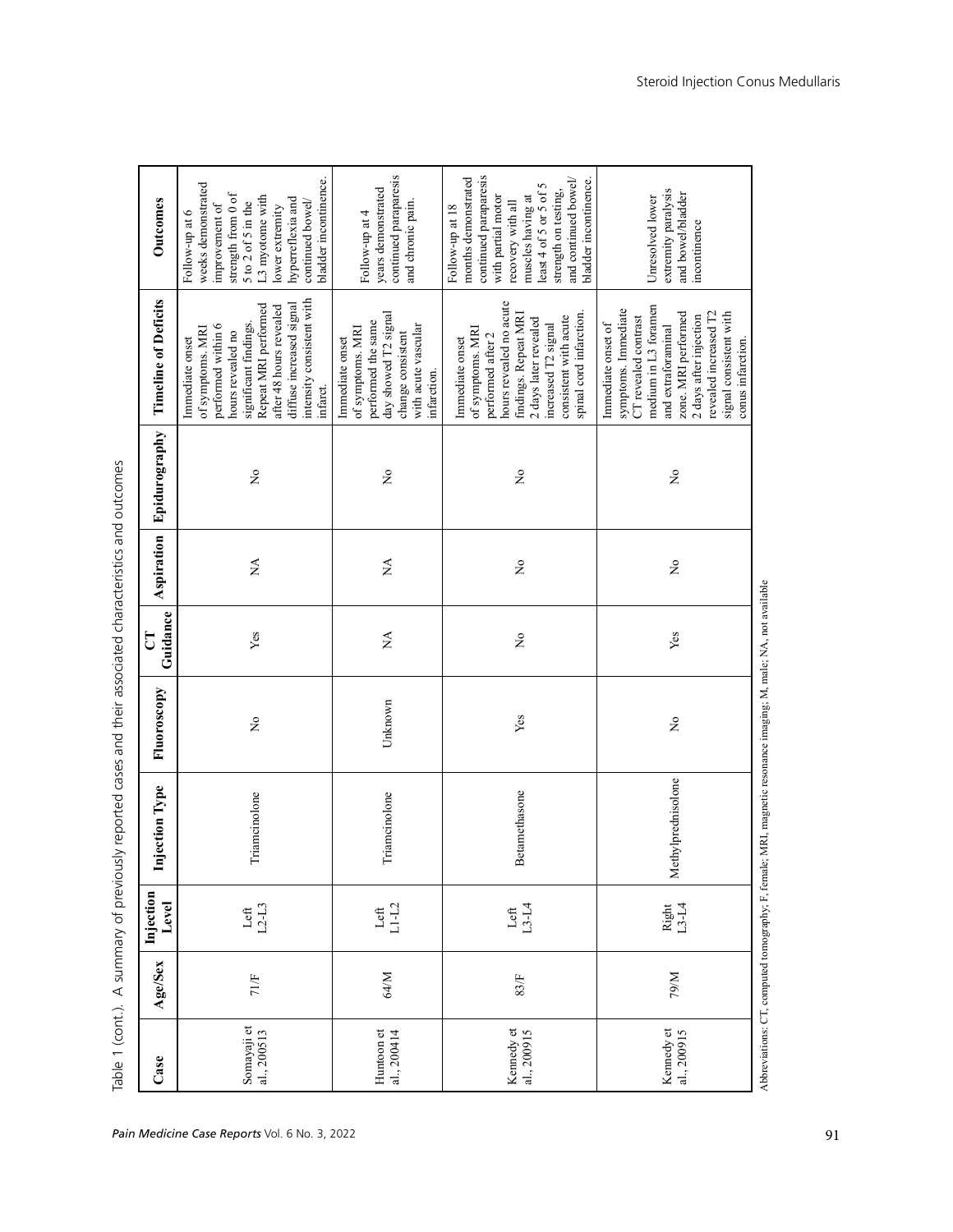Table 1 (cont.). A summary of previously reported cases and their associated characteristics and outcomes

| Case | Age/Sex | Injection Level | Injection Type | Fluoroscopy | CT Guidance | Aspiration | Epidurography | Timeline of Deficits | Outcomes |
|---|---|---|---|---|---|---|---|---|---|
| Somayaji et al., 200513 | 71/F | Left L2-L3 | Triamcinolone | No | Yes | NA | No | Immediate onset of symptoms. MRI performed within 6 hours revealed no significant findings. Repeat MRI performed after 48 hours revealed diffuse increased signal intensity consistent with infarct. | Follow-up at 6 weeks demonstrated improvement of strength from 0 of 5 to 2 of 5 in the L3 myotome with lower extremity hyperreflexia and continued bowel/bladder incontinence. |
| Huntoon et al., 200414 | 64/M | Left L1-L2 | Triamcinolone | Unknown | NA | NA | No | Immediate onset of symptoms. MRI performed the same day showed T2 signal change consistent with acute vascular infarction. | Follow-up at 4 years demonstrated continued paraparesis and chronic pain. |
| Kennedy et al., 200915 | 83/F | Left L3-L4 | Betamethasone | Yes | No | No | No | Immediate onset of symptoms. MRI performed after 2 hours revealed no acute findings. Repeat MRI 2 days later revealed increased T2 signal consistent with acute spinal cord infarction. | Follow-up at 18 months demonstrated continued paraparesis with partial motor recovery with all muscles having at least 4 of 5 or 5 of 5 strength on testing, and continued bowel/bladder incontinence. |
| Kennedy et al., 200915 | 79/M | Right L3-L4 | Methylprednisolone | No | Yes | No | No | Immediate onset of symptoms. Immediate CT revealed contrast medium in L3 foramen and extraforaminal zone. MRI performed 2 days after injection revealed increased T2 signal consistent with conus infarction. | Unresolved lower extremity paralysis and bowel/bladder incontinence |

Abbreviations: CT, computed tomography; F, female; MRI, magnetic resonance imaging; M, male; NA, not available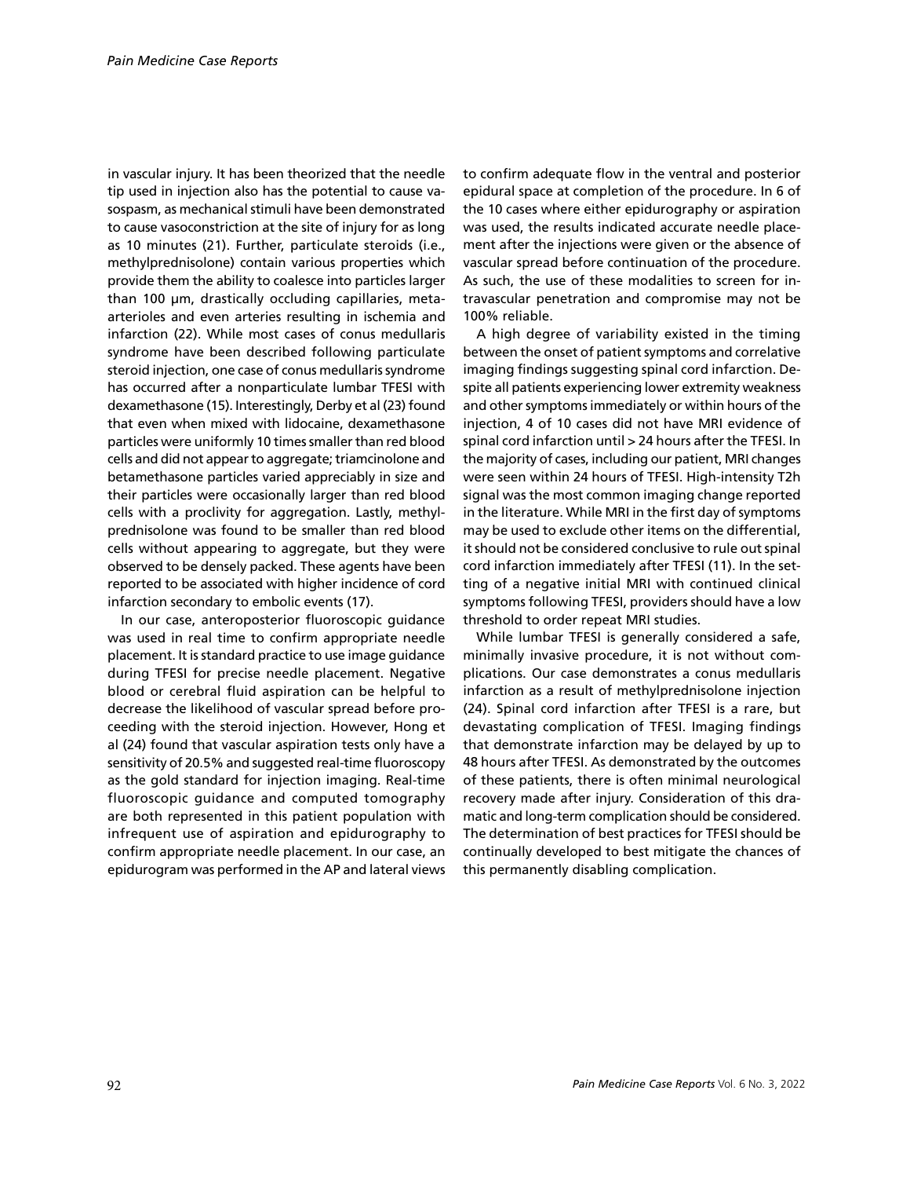in vascular injury. It has been theorized that the needle tip used in injection also has the potential to cause vasospasm, as mechanical stimuli have been demonstrated to cause vasoconstriction at the site of injury for as long as 10 minutes (21). Further, particulate steroids (i.e., methylprednisolone) contain various properties which provide them the ability to coalesce into particles larger than 100 µm, drastically occluding capillaries, meta-arterioles and even arteries resulting in ischemia and infarction (22). While most cases of conus medullaris syndrome have been described following particulate steroid injection, one case of conus medullaris syndrome has occurred after a nonparticulate lumbar TFESI with dexamethasone (15). Interestingly, Derby et al (23) found that even when mixed with lidocaine, dexamethasone particles were uniformly 10 times smaller than red blood cells and did not appear to aggregate; triamcinolone and betamethasone particles varied appreciably in size and their particles were occasionally larger than red blood cells with a proclivity for aggregation. Lastly, methylprednisolone was found to be smaller than red blood cells without appearing to aggregate, but they were observed to be densely packed. These agents have been reported to be associated with higher incidence of cord infarction secondary to embolic events (17).

In our case, anteroposterior fluoroscopic guidance was used in real time to confirm appropriate needle placement. It is standard practice to use image guidance during TFESI for precise needle placement. Negative blood or cerebral fluid aspiration can be helpful to decrease the likelihood of vascular spread before proceeding with the steroid injection. However, Hong et al (24) found that vascular aspiration tests only have a sensitivity of 20.5% and suggested real-time fluoroscopy as the gold standard for injection imaging. Real-time fluoroscopic guidance and computed tomography are both represented in this patient population with infrequent use of aspiration and epidurography to confirm appropriate needle placement. In our case, an epidurogram was performed in the AP and lateral views to confirm adequate flow in the ventral and posterior epidural space at completion of the procedure. In 6 of the 10 cases where either epidurography or aspiration was used, the results indicated accurate needle placement after the injections were given or the absence of vascular spread before continuation of the procedure. As such, the use of these modalities to screen for intravascular penetration and compromise may not be 100% reliable.

A high degree of variability existed in the timing between the onset of patient symptoms and correlative imaging findings suggesting spinal cord infarction. Despite all patients experiencing lower extremity weakness and other symptoms immediately or within hours of the injection, 4 of 10 cases did not have MRI evidence of spinal cord infarction until > 24 hours after the TFESI. In the majority of cases, including our patient, MRI changes were seen within 24 hours of TFESI. High-intensity T2h signal was the most common imaging change reported in the literature. While MRI in the first day of symptoms may be used to exclude other items on the differential, it should not be considered conclusive to rule out spinal cord infarction immediately after TFESI (11). In the setting of a negative initial MRI with continued clinical symptoms following TFESI, providers should have a low threshold to order repeat MRI studies.

While lumbar TFESI is generally considered a safe, minimally invasive procedure, it is not without complications. Our case demonstrates a conus medullaris infarction as a result of methylprednisolone injection (24). Spinal cord infarction after TFESI is a rare, but devastating complication of TFESI. Imaging findings that demonstrate infarction may be delayed by up to 48 hours after TFESI. As demonstrated by the outcomes of these patients, there is often minimal neurological recovery made after injury. Consideration of this dramatic and long-term complication should be considered. The determination of best practices for TFESI should be continually developed to best mitigate the chances of this permanently disabling complication.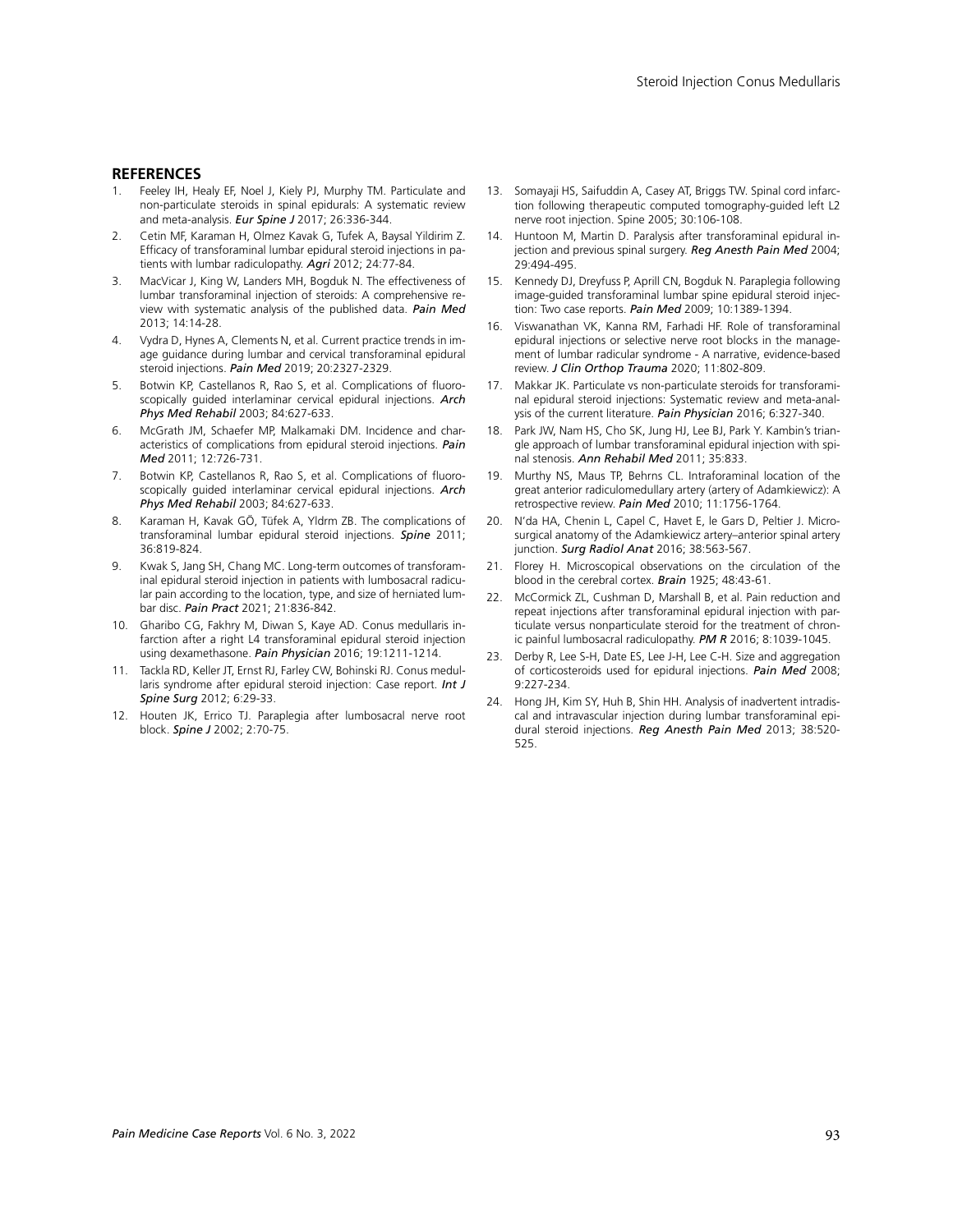## REFERENCES

1. Feeley IH, Healy EF, Noel J, Kiely PJ, Murphy TM. Particulate and non-particulate steroids in spinal epidurals: A systematic review and meta-analysis. *Eur Spine J* 2017; 26:336-344.
2. Cetin MF, Karaman H, Olmez Kavak G, Tufek A, Baysal Yildirim Z. Efficacy of transforaminal lumbar epidural steroid injections in patients with lumbar radiculopathy. *Agri* 2012; 24:77-84.
3. MacVicar J, King W, Landers MH, Bogduk N. The effectiveness of lumbar transforaminal injection of steroids: A comprehensive review with systematic analysis of the published data. *Pain Med* 2013; 14:14-28.
4. Vydra D, Hynes A, Clements N, et al. Current practice trends in image guidance during lumbar and cervical transforaminal epidural steroid injections. *Pain Med* 2019; 20:2327-2329.
5. Botwin KP, Castellanos R, Rao S, et al. Complications of fluoroscopically guided interlaminar cervical epidural injections. *Arch Phys Med Rehabil* 2003; 84:627-633.
6. McGrath JM, Schaefer MP, Malkamaki DM. Incidence and characteristics of complications from epidural steroid injections. *Pain Med* 2011; 12:726-731.
7. Botwin KP, Castellanos R, Rao S, et al. Complications of fluoroscopically guided interlaminar cervical epidural injections. *Arch Phys Med Rehabil* 2003; 84:627-633.
8. Karaman H, Kavak GÖ, Tüfek A, Yldrm ZB. The complications of transforaminal lumbar epidural steroid injections. *Spine* 2011; 36:819-824.
9. Kwak S, Jang SH, Chang MC. Long-term outcomes of transforaminal epidural steroid injection in patients with lumbosacral radicular pain according to the location, type, and size of herniated lumbar disc. *Pain Pract* 2021; 21:836-842.
10. Gharibo CG, Fakhry M, Diwan S, Kaye AD. Conus medullaris infarction after a right L4 transforaminal epidural steroid injection using dexamethasone. *Pain Physician* 2016; 19:1211-1214.
11. Tackla RD, Keller JT, Ernst RJ, Farley CW, Bohinski RJ. Conus medullaris syndrome after epidural steroid injection: Case report. *Int J Spine Surg* 2012; 6:29-33.
12. Houten JK, Errico TJ. Paraplegia after lumbosacral nerve root block. *Spine J* 2002; 2:70-75.
13. Somayaji HS, Saifuddin A, Casey AT, Briggs TW. Spinal cord infarction following therapeutic computed tomography-guided left L2 nerve root injection. Spine 2005; 30:106-108.
14. Huntoon M, Martin D. Paralysis after transforaminal epidural injection and previous spinal surgery. *Reg Anesth Pain Med* 2004; 29:494-495.
15. Kennedy DJ, Dreyfuss P, Aprill CN, Bogduk N. Paraplegia following image-guided transforaminal lumbar spine epidural steroid injection: Two case reports. *Pain Med* 2009; 10:1389-1394.
16. Viswanathan VK, Kanna RM, Farhadi HF. Role of transforaminal epidural injections or selective nerve root blocks in the management of lumbar radicular syndrome - A narrative, evidence-based review. *J Clin Orthop Trauma* 2020; 11:802-809.
17. Makkar JK. Particulate vs non-particulate steroids for transforaminal epidural steroid injections: Systematic review and meta-analysis of the current literature. *Pain Physician* 2016; 6:327-340.
18. Park JW, Nam HS, Cho SK, Jung HJ, Lee BJ, Park Y. Kambin's triangle approach of lumbar transforaminal epidural injection with spinal stenosis. *Ann Rehabil Med* 2011; 35:833.
19. Murthy NS, Maus TP, Behrns CL. Intraforaminal location of the great anterior radiculomedullary artery (artery of Adamkiewicz): A retrospective review. *Pain Med* 2010; 11:1756-1764.
20. N'da HA, Chenin L, Capel C, Havet E, le Gars D, Peltier J. Microsurgical anatomy of the Adamkiewicz artery–anterior spinal artery junction. *Surg Radiol Anat* 2016; 38:563-567.
21. Florey H. Microscopical observations on the circulation of the blood in the cerebral cortex. *Brain* 1925; 48:43-61.
22. McCormick ZL, Cushman D, Marshall B, et al. Pain reduction and repeat injections after transforaminal epidural injection with particulate versus nonparticulate steroid for the treatment of chronic painful lumbosacral radiculopathy. *PM R* 2016; 8:1039-1045.
23. Derby R, Lee S-H, Date ES, Lee J-H, Lee C-H. Size and aggregation of corticosteroids used for epidural injections. *Pain Med* 2008; 9:227-234.
24. Hong JH, Kim SY, Huh B, Shin HH. Analysis of inadvertent intradiscal and intravascular injection during lumbar transforaminal epidural steroid injections. *Reg Anesth Pain Med* 2013; 38:520-525.